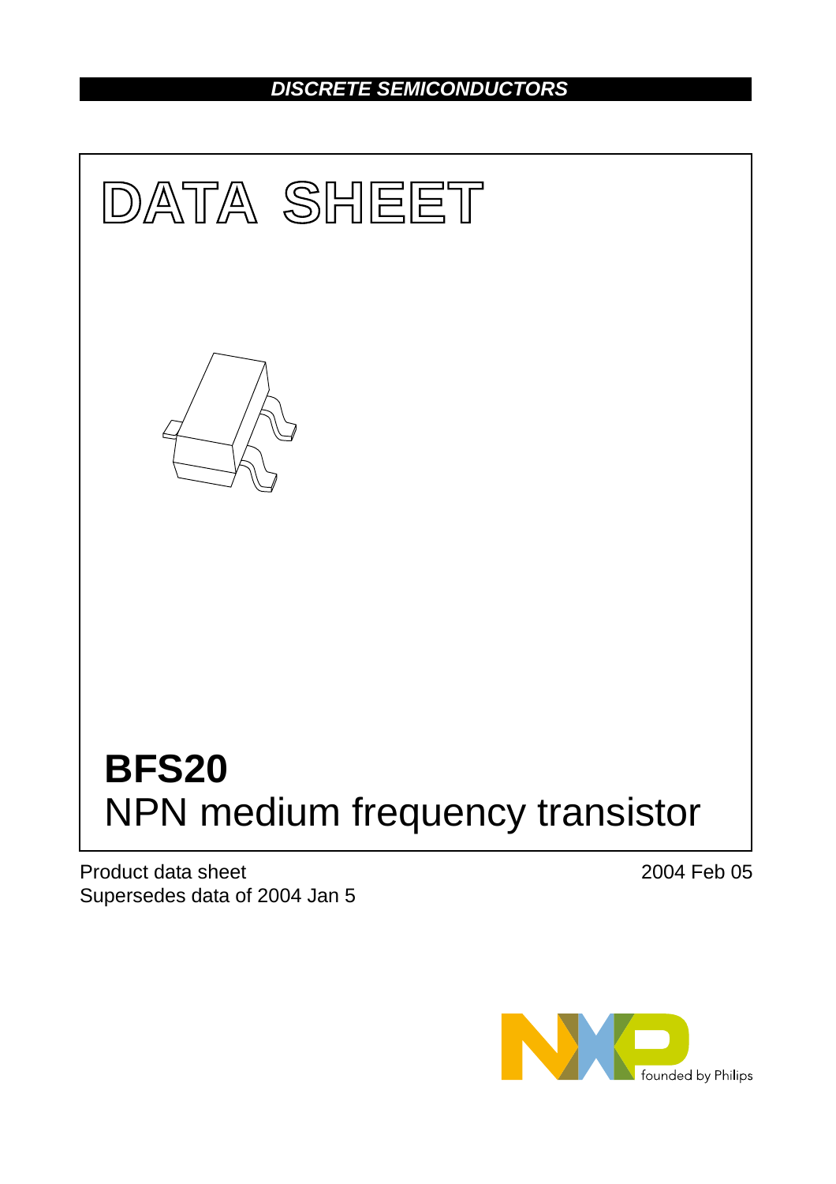**DISCRETE SEMICONDUCTORS**

# DATA SHEET

# BFS20

## NPN medium frequency transistor

Product data sheet
Supersedes data of 2004 Jan 5

2004 Feb 05

founded by Philips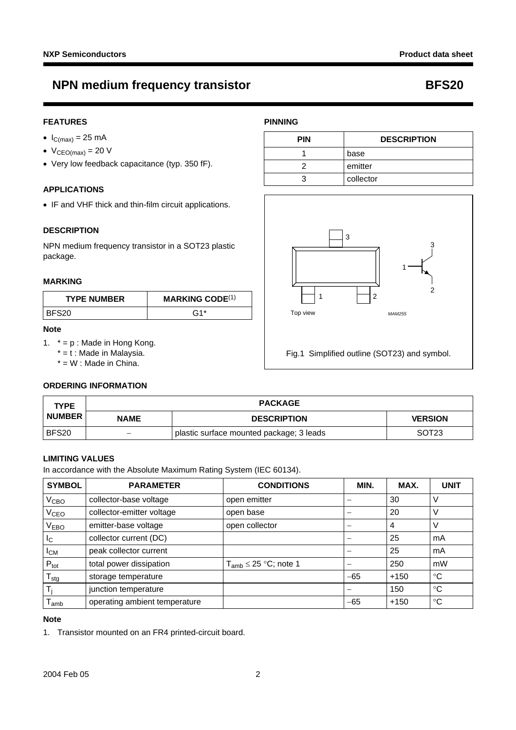# NPN medium frequency transistor — BFS20

## FEATURES

- $I_{C(max)}$ = 25 mA
- $V_{CEO(max)}$ = 20 V
- Very low feedback capacitance (typ. 350 fF).

## APPLICATIONS

- IF and VHF thick and thin-film circuit applications.

## DESCRIPTION

NPN medium frequency transistor in a SOT23 plastic package.

## MARKING

| TYPE NUMBER | MARKING CODE[(1)] |
|---|---|
| BFS20 | G1* |

**Note**

1. * = p : Made in Hong Kong.
   * = t : Made in Malaysia.
   * = W : Made in China.

## PINNING

| PIN | DESCRIPTION |
|---|---|
| 1 | base |
| 2 | emitter |
| 3 | collector |

Fig.1 Simplified outline (SOT23) and symbol.

## ORDERING INFORMATION

| TYPE NUMBER | PACKAGE | | |
|---|---|---|---|
| | NAME | DESCRIPTION | VERSION |
| BFS20 | − | plastic surface mounted package; 3 leads | SOT23 |

## LIMITING VALUES

In accordance with the Absolute Maximum Rating System (IEC 60134).

| SYMBOL | PARAMETER | CONDITIONS | MIN. | MAX. | UNIT |
|---|---|---|---|---|---|
| $V_{CBO}$ | collector-base voltage | open emitter | − | 30 | V |
| $V_{CEO}$ | collector-emitter voltage | open base | − | 20 | V |
| $V_{EBO}$ | emitter-base voltage | open collector | − | 4 | V |
| $I_C$ | collector current (DC) | | − | 25 | mA |
| $I_{CM}$ | peak collector current | | − | 25 | mA |
| $P_{tot}$ | total power dissipation | $T_{amb} \leq 25$ °C; note 1 | − | 250 | mW |
| $T_{stg}$ | storage temperature | | −65 | +150 | °C |
| $T_j$ | junction temperature | | − | 150 | °C |
| $T_{amb}$ | operating ambient temperature | | −65 | +150 | °C |

**Note**

1. Transistor mounted on an FR4 printed-circuit board.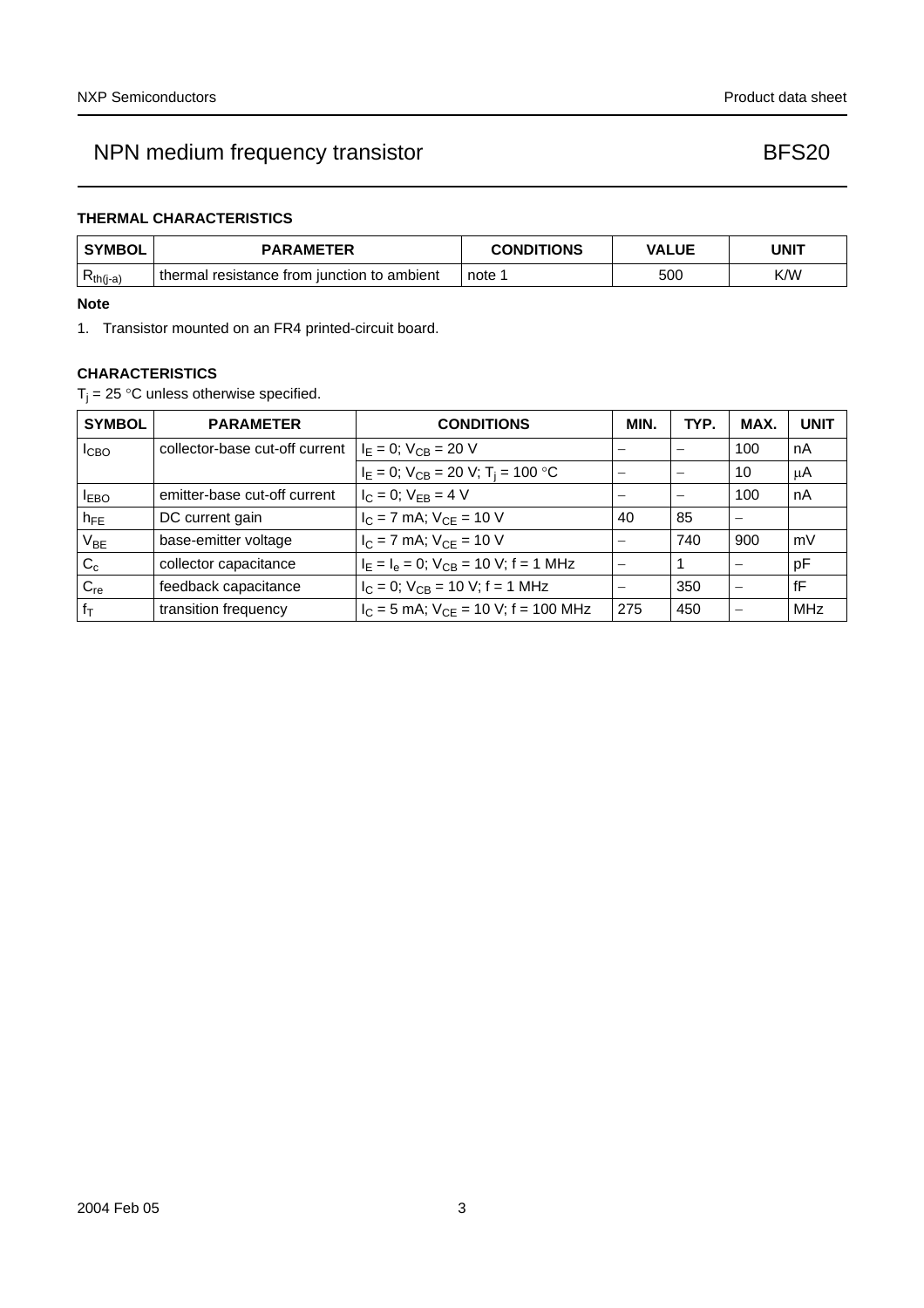### THERMAL CHARACTERISTICS

| SYMBOL | PARAMETER | CONDITIONS | VALUE | UNIT |
|---|---|---|---|---|
| $R_{th(j-a)}$ | thermal resistance from junction to ambient | note 1 | 500 | K/W |

**Note**

1. Transistor mounted on an FR4 printed-circuit board.

### CHARACTERISTICS

$T_j$ = 25 °C unless otherwise specified.

| SYMBOL | PARAMETER | CONDITIONS | MIN. | TYP. | MAX. | UNIT |
|---|---|---|---|---|---|---|
| $I_{CBO}$ | collector-base cut-off current | $I_E$ = 0; $V_{CB}$ = 20 V | – | – | 100 | nA |
| | | $I_E$ = 0; $V_{CB}$ = 20 V; $T_j$ = 100 °C | – | – | 10 | μA |
| $I_{EBO}$ | emitter-base cut-off current | $I_C$ = 0; $V_{EB}$ = 4 V | – | – | 100 | nA |
| $h_{FE}$ | DC current gain | $I_C$ = 7 mA; $V_{CE}$ = 10 V | 40 | 85 | – | |
| $V_{BE}$ | base-emitter voltage | $I_C$ = 7 mA; $V_{CE}$ = 10 V | – | 740 | 900 | mV |
| $C_c$ | collector capacitance | $I_E$ = $I_e$ = 0; $V_{CB}$ = 10 V; f = 1 MHz | – | 1 | – | pF |
| $C_{re}$ | feedback capacitance | $I_C$ = 0; $V_{CB}$ = 10 V; f = 1 MHz | – | 350 | – | fF |
| $f_T$ | transition frequency | $I_C$ = 5 mA; $V_{CE}$ = 10 V; f = 100 MHz | 275 | 450 | – | MHz |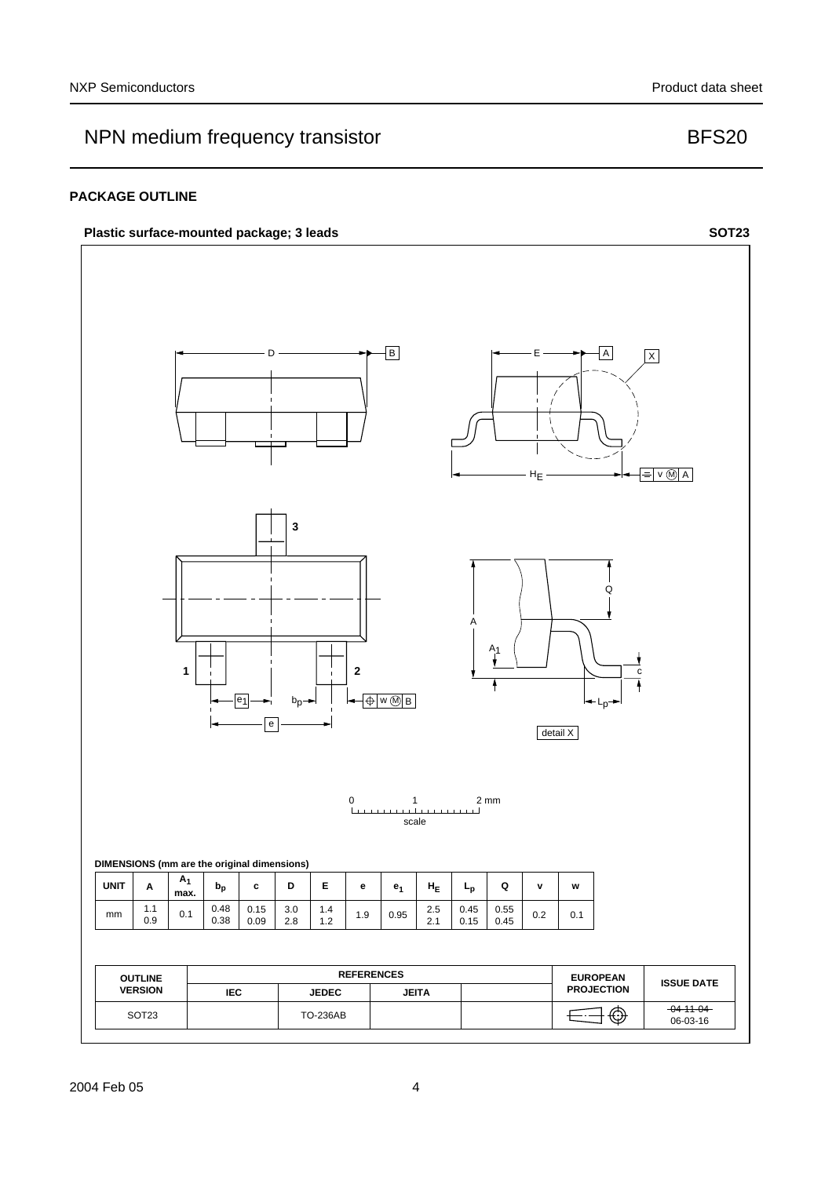## PACKAGE OUTLINE

**Plastic surface-mounted package; 3 leads** **SOT23**

**DIMENSIONS (mm are the original dimensions)**

| UNIT | A | $A_1$ max. | $b_p$ | c | D | E | e | $e_1$ | $H_E$ | $L_p$ | Q | v | w |
|---|---|---|---|---|---|---|---|---|---|---|---|---|---|
| mm | 1.1<br>0.9 | 0.1 | 0.48<br>0.38 | 0.15<br>0.09 | 3.0<br>2.8 | 1.4<br>1.2 | 1.9 | 0.95 | 2.5<br>2.1 | 0.45<br>0.15 | 0.55<br>0.45 | 0.2 | 0.1 |

| OUTLINE VERSION | REFERENCES | | | | EUROPEAN PROJECTION | ISSUE DATE |
|---|---|---|---|---|---|---|
| | IEC | JEDEC | JEITA | | | |
| SOT23 | | TO-236AB | | | | ~~04-11-04~~<br>06-03-16 |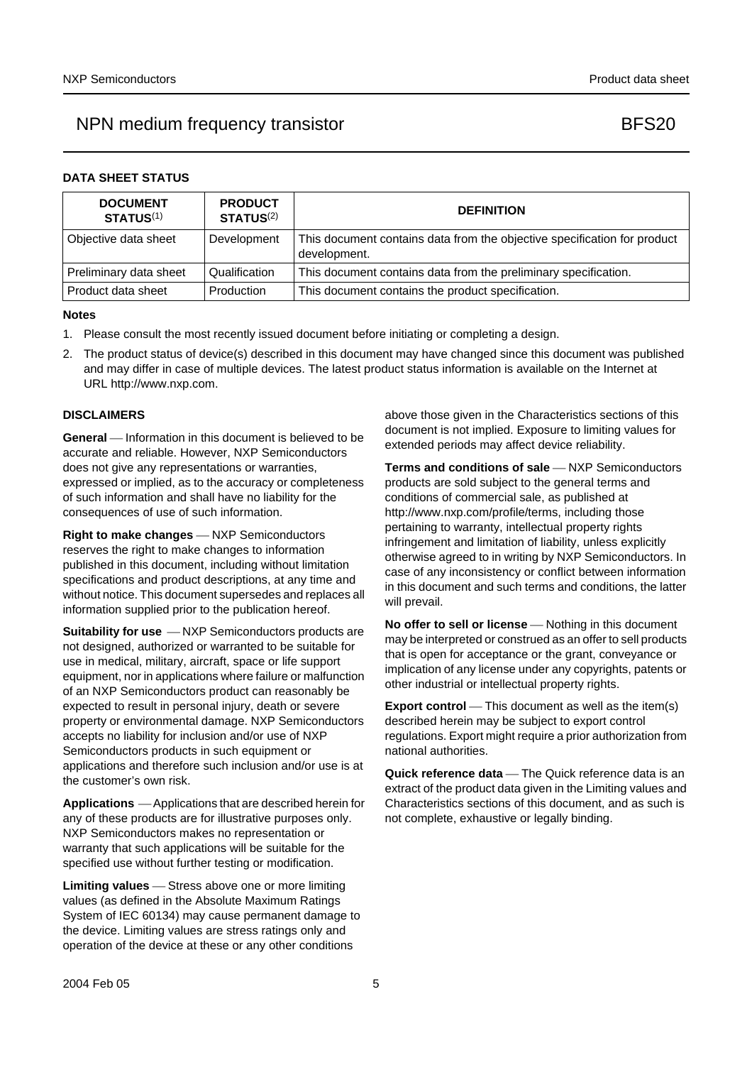## DATA SHEET STATUS

| DOCUMENT STATUS[(1)] | PRODUCT STATUS[(2)] | DEFINITION |
|---|---|---|
| Objective data sheet | Development | This document contains data from the objective specification for product development. |
| Preliminary data sheet | Qualification | This document contains data from the preliminary specification. |
| Product data sheet | Production | This document contains the product specification. |

### Notes

1. Please consult the most recently issued document before initiating or completing a design.
2. The product status of device(s) described in this document may have changed since this document was published and may differ in case of multiple devices. The latest product status information is available on the Internet at URL http://www.nxp.com.

## DISCLAIMERS

**General** — Information in this document is believed to be accurate and reliable. However, NXP Semiconductors does not give any representations or warranties, expressed or implied, as to the accuracy or completeness of such information and shall have no liability for the consequences of use of such information.

**Right to make changes** — NXP Semiconductors reserves the right to make changes to information published in this document, including without limitation specifications and product descriptions, at any time and without notice. This document supersedes and replaces all information supplied prior to the publication hereof.

**Suitability for use** — NXP Semiconductors products are not designed, authorized or warranted to be suitable for use in medical, military, aircraft, space or life support equipment, nor in applications where failure or malfunction of an NXP Semiconductors product can reasonably be expected to result in personal injury, death or severe property or environmental damage. NXP Semiconductors accepts no liability for inclusion and/or use of NXP Semiconductors products in such equipment or applications and therefore such inclusion and/or use is at the customer's own risk.

**Applications** — Applications that are described herein for any of these products are for illustrative purposes only. NXP Semiconductors makes no representation or warranty that such applications will be suitable for the specified use without further testing or modification.

**Limiting values** — Stress above one or more limiting values (as defined in the Absolute Maximum Ratings System of IEC 60134) may cause permanent damage to the device. Limiting values are stress ratings only and operation of the device at these or any other conditions above those given in the Characteristics sections of this document is not implied. Exposure to limiting values for extended periods may affect device reliability.

**Terms and conditions of sale** — NXP Semiconductors products are sold subject to the general terms and conditions of commercial sale, as published at http://www.nxp.com/profile/terms, including those pertaining to warranty, intellectual property rights infringement and limitation of liability, unless explicitly otherwise agreed to in writing by NXP Semiconductors. In case of any inconsistency or conflict between information in this document and such terms and conditions, the latter will prevail.

**No offer to sell or license** — Nothing in this document may be interpreted or construed as an offer to sell products that is open for acceptance or the grant, conveyance or implication of any license under any copyrights, patents or other industrial or intellectual property rights.

**Export control** — This document as well as the item(s) described herein may be subject to export control regulations. Export might require a prior authorization from national authorities.

**Quick reference data** — The Quick reference data is an extract of the product data given in the Limiting values and Characteristics sections of this document, and as such is not complete, exhaustive or legally binding.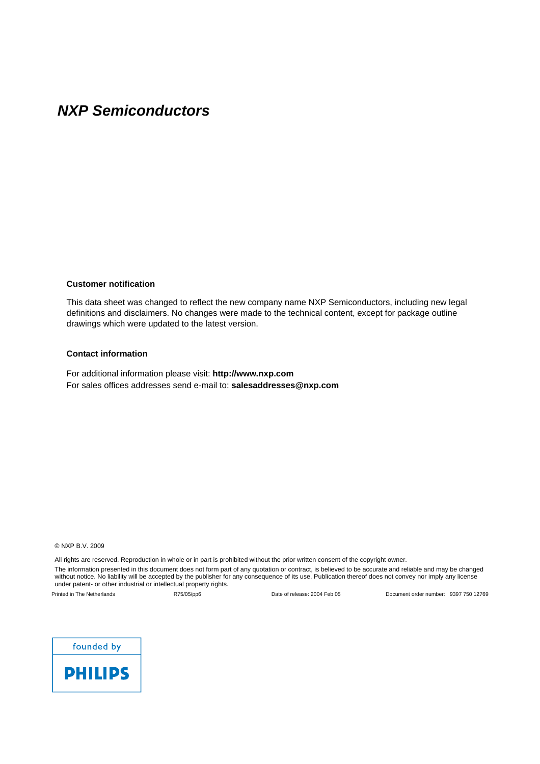# *NXP Semiconductors*

### Customer notification

This data sheet was changed to reflect the new company name NXP Semiconductors, including new legal definitions and disclaimers. No changes were made to the technical content, except for package outline drawings which were updated to the latest version.

### Contact information

For additional information please visit: **http://www.nxp.com**
For sales offices addresses send e-mail to: **salesaddresses@nxp.com**

© NXP B.V. 2009

All rights are reserved. Reproduction in whole or in part is prohibited without the prior written consent of the copyright owner.

The information presented in this document does not form part of any quotation or contract, is believed to be accurate and reliable and may be changed without notice. No liability will be accepted by the publisher for any consequence of its use. Publication thereof does not convey nor imply any license under patent- or other industrial or intellectual property rights.

Printed in The Netherlands R75/05/pp6 Date of release: 2004 Feb 05 Document order number: 9397 750 12769

founded by

PHILIPS